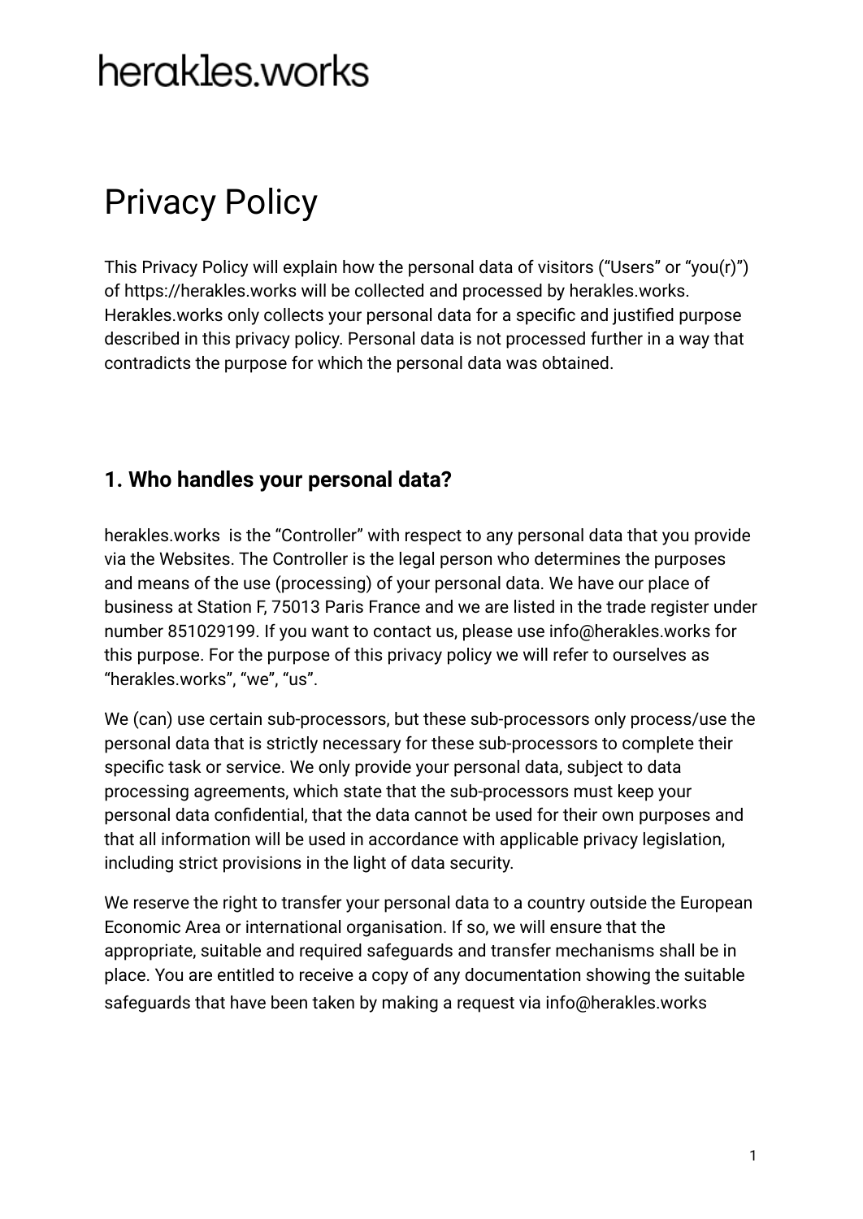heraklesworks

# Privacy Policy

This Privacy Policy will explain how the personal data of visitors (“Users” or “you(r)”) of https://herakles.works will be collected and processed by herakles.works. Herakles.works only collects your personal data for a specific and justified purpose described in this privacy policy. Personal data is not processed further in a way that contradicts the purpose for which the personal data was obtained.

## 1. Who handles your personal data?

herakles.works is the “Controller” with respect to any personal data that you provide via the Websites. The Controller is the legal person who determines the purposes and means of the use (processing) of your personal data. We have our place of business at Station F, 75013 Paris France and we are listed in the trade register under number 851029199. If you want to contact us, please use info@herakles.works for this purpose. For the purpose of this privacy policy we will refer to ourselves as “herakles.works”, “we”, “us”.

We (can) use certain sub-processors, but these sub-processors only process/use the personal data that is strictly necessary for these sub-processors to complete their specific task or service. We only provide your personal data, subject to data processing agreements, which state that the sub-processors must keep your personal data confidential, that the data cannot be used for their own purposes and that all information will be used in accordance with applicable privacy legislation, including strict provisions in the light of data security.

We reserve the right to transfer your personal data to a country outside the European Economic Area or international organisation. If so, we will ensure that the appropriate, suitable and required safeguards and transfer mechanisms shall be in place. You are entitled to receive a copy of any documentation showing the suitable safeguards that have been taken by making a request via info@herakles.works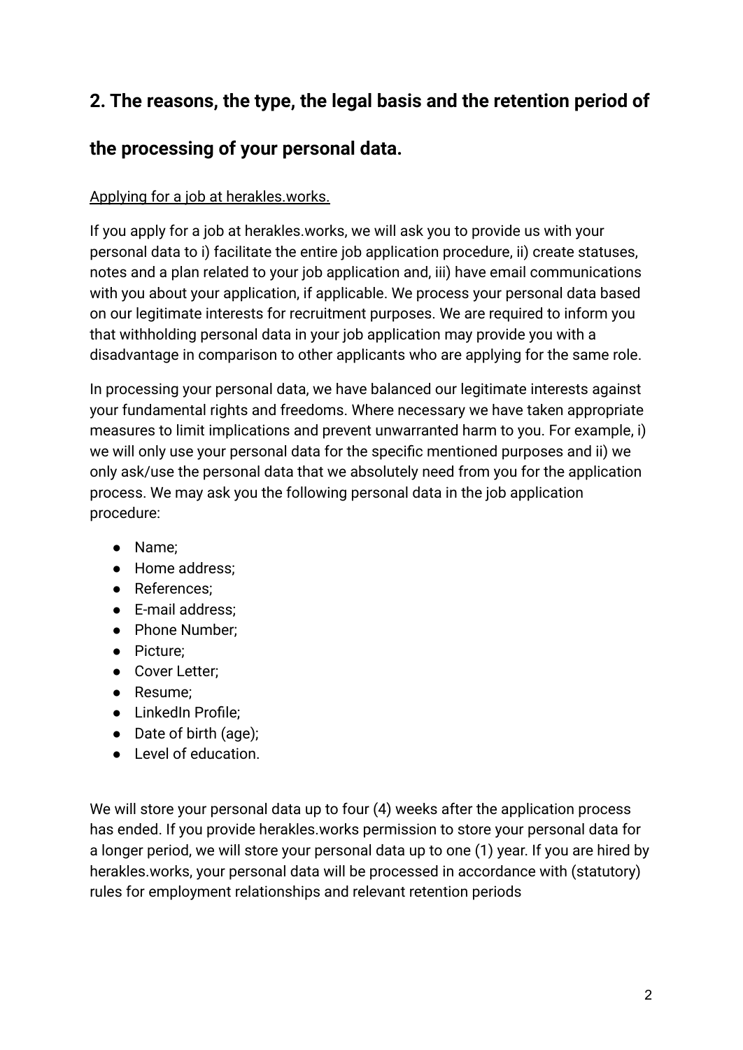## 2. The reasons, the type, the legal basis and the retention period of the processing of your personal data.

Applying for a job at herakles.works.

If you apply for a job at herakles.works, we will ask you to provide us with your personal data to i) facilitate the entire job application procedure, ii) create statuses, notes and a plan related to your job application and, iii) have email communications with you about your application, if applicable. We process your personal data based on our legitimate interests for recruitment purposes. We are required to inform you that withholding personal data in your job application may provide you with a disadvantage in comparison to other applicants who are applying for the same role.

In processing your personal data, we have balanced our legitimate interests against your fundamental rights and freedoms. Where necessary we have taken appropriate measures to limit implications and prevent unwarranted harm to you. For example, i) we will only use your personal data for the specific mentioned purposes and ii) we only ask/use the personal data that we absolutely need from you for the application process. We may ask you the following personal data in the job application procedure:

- Name;
- Home address;
- References;
- E-mail address;
- Phone Number;
- Picture;
- Cover Letter;
- Resume;
- LinkedIn Profile;
- Date of birth (age);
- Level of education.

We will store your personal data up to four (4) weeks after the application process has ended. If you provide herakles.works permission to store your personal data for a longer period, we will store your personal data up to one (1) year. If you are hired by herakles.works, your personal data will be processed in accordance with (statutory) rules for employment relationships and relevant retention periods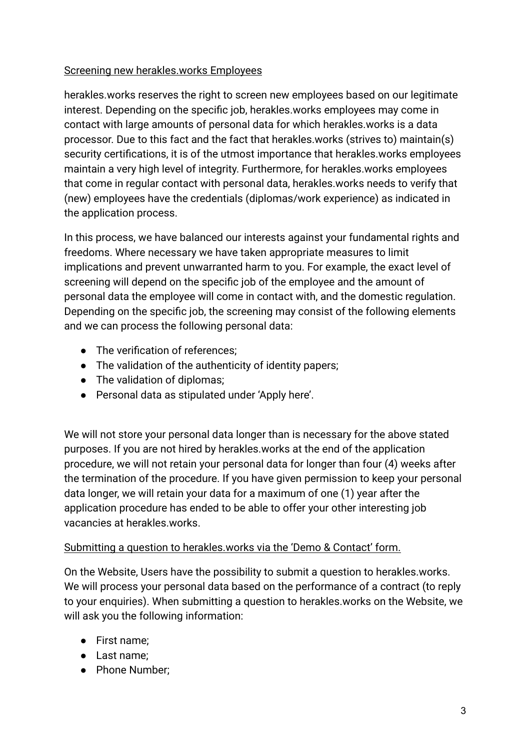Screening new herakles.works Employees

herakles.works reserves the right to screen new employees based on our legitimate interest. Depending on the specific job, herakles.works employees may come in contact with large amounts of personal data for which herakles.works is a data processor. Due to this fact and the fact that herakles.works (strives to) maintain(s) security certifications, it is of the utmost importance that herakles.works employees maintain a very high level of integrity. Furthermore, for herakles.works employees that come in regular contact with personal data, herakles.works needs to verify that (new) employees have the credentials (diplomas/work experience) as indicated in the application process.

In this process, we have balanced our interests against your fundamental rights and freedoms. Where necessary we have taken appropriate measures to limit implications and prevent unwarranted harm to you. For example, the exact level of screening will depend on the specific job of the employee and the amount of personal data the employee will come in contact with, and the domestic regulation. Depending on the specific job, the screening may consist of the following elements and we can process the following personal data:

- The verification of references;
- The validation of the authenticity of identity papers;
- The validation of diplomas;
- Personal data as stipulated under 'Apply here'.

We will not store your personal data longer than is necessary for the above stated purposes. If you are not hired by herakles.works at the end of the application procedure, we will not retain your personal data for longer than four (4) weeks after the termination of the procedure. If you have given permission to keep your personal data longer, we will retain your data for a maximum of one (1) year after the application procedure has ended to be able to offer your other interesting job vacancies at herakles.works.

Submitting a question to herakles.works via the 'Demo & Contact' form.

On the Website, Users have the possibility to submit a question to herakles.works. We will process your personal data based on the performance of a contract (to reply to your enquiries). When submitting a question to herakles.works on the Website, we will ask you the following information:

- First name;
- Last name;
- Phone Number;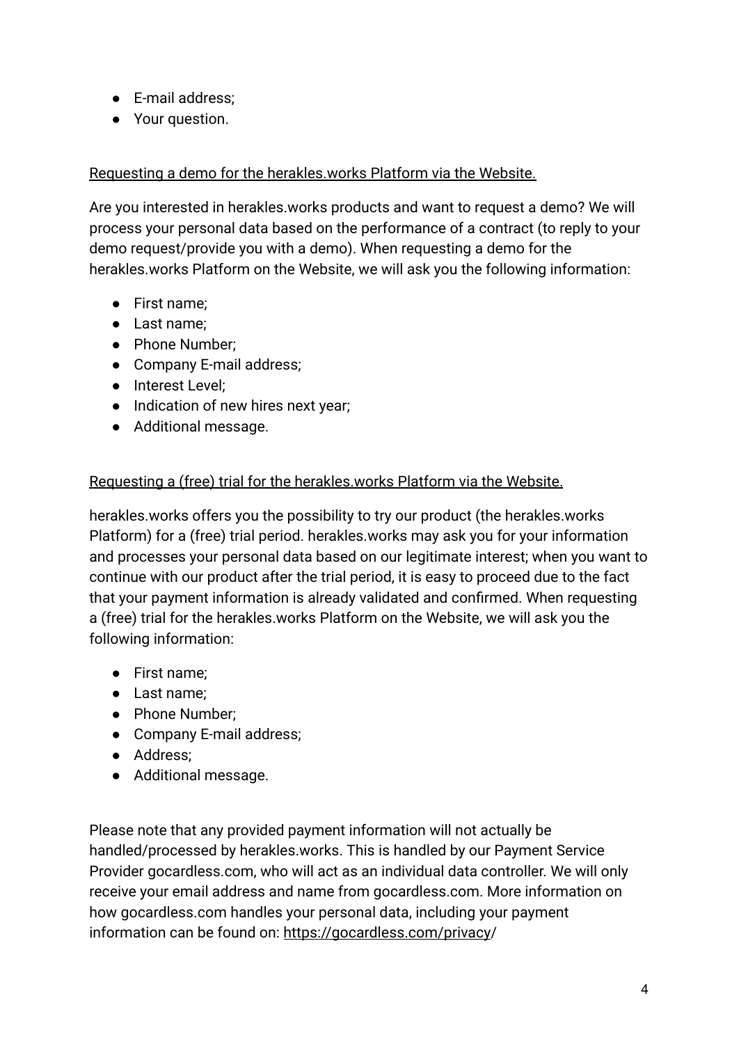- E-mail address;
- Your question.

<u>Requesting a demo for the herakles.works Platform via the Website.</u>

Are you interested in herakles.works products and want to request a demo? We will process your personal data based on the performance of a contract (to reply to your demo request/provide you with a demo). When requesting a demo for the herakles.works Platform on the Website, we will ask you the following information:

- First name;
- Last name;
- Phone Number;
- Company E-mail address;
- Interest Level;
- Indication of new hires next year;
- Additional message.

<u>Requesting a (free) trial for the herakles.works Platform via the Website.</u>

herakles.works offers you the possibility to try our product (the herakles.works Platform) for a (free) trial period. herakles.works may ask you for your information and processes your personal data based on our legitimate interest; when you want to continue with our product after the trial period, it is easy to proceed due to the fact that your payment information is already validated and confirmed. When requesting a (free) trial for the herakles.works Platform on the Website, we will ask you the following information:

- First name;
- Last name;
- Phone Number;
- Company E-mail address;
- Address;
- Additional message.

Please note that any provided payment information will not actually be handled/processed by herakles.works. This is handled by our Payment Service Provider gocardless.com, who will act as an individual data controller. We will only receive your email address and name from gocardless.com. More information on how gocardless.com handles your personal data, including your payment information can be found on: https://gocardless.com/privacy/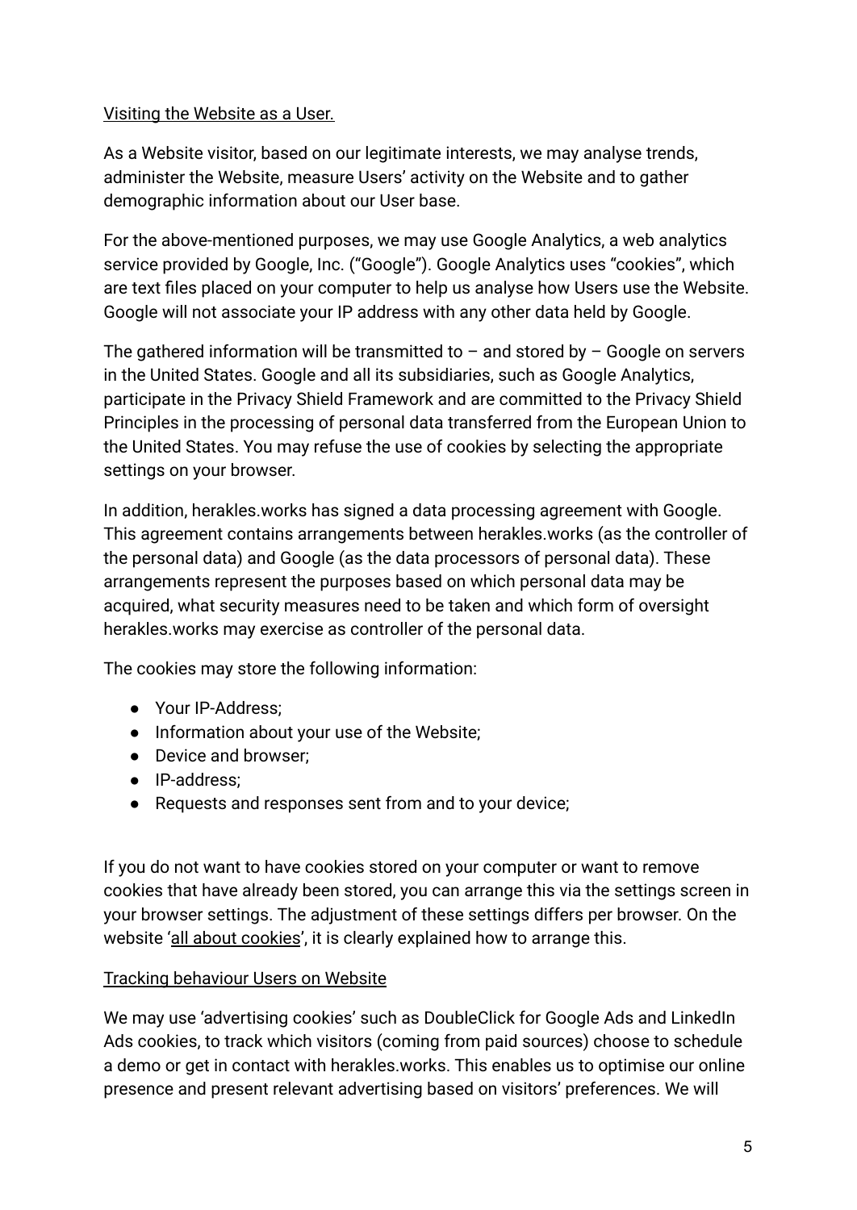Visiting the Website as a User.

As a Website visitor, based on our legitimate interests, we may analyse trends, administer the Website, measure Users' activity on the Website and to gather demographic information about our User base.

For the above-mentioned purposes, we may use Google Analytics, a web analytics service provided by Google, Inc. ("Google"). Google Analytics uses "cookies", which are text files placed on your computer to help us analyse how Users use the Website. Google will not associate your IP address with any other data held by Google.

The gathered information will be transmitted to – and stored by – Google on servers in the United States. Google and all its subsidiaries, such as Google Analytics, participate in the Privacy Shield Framework and are committed to the Privacy Shield Principles in the processing of personal data transferred from the European Union to the United States. You may refuse the use of cookies by selecting the appropriate settings on your browser.

In addition, herakles.works has signed a data processing agreement with Google. This agreement contains arrangements between herakles.works (as the controller of the personal data) and Google (as the data processors of personal data). These arrangements represent the purposes based on which personal data may be acquired, what security measures need to be taken and which form of oversight herakles.works may exercise as controller of the personal data.

The cookies may store the following information:

- Your IP-Address;
- Information about your use of the Website;
- Device and browser;
- IP-address;
- Requests and responses sent from and to your device;

If you do not want to have cookies stored on your computer or want to remove cookies that have already been stored, you can arrange this via the settings screen in your browser settings. The adjustment of these settings differs per browser. On the website 'all about cookies', it is clearly explained how to arrange this.

Tracking behaviour Users on Website

We may use 'advertising cookies' such as DoubleClick for Google Ads and LinkedIn Ads cookies, to track which visitors (coming from paid sources) choose to schedule a demo or get in contact with herakles.works. This enables us to optimise our online presence and present relevant advertising based on visitors' preferences. We will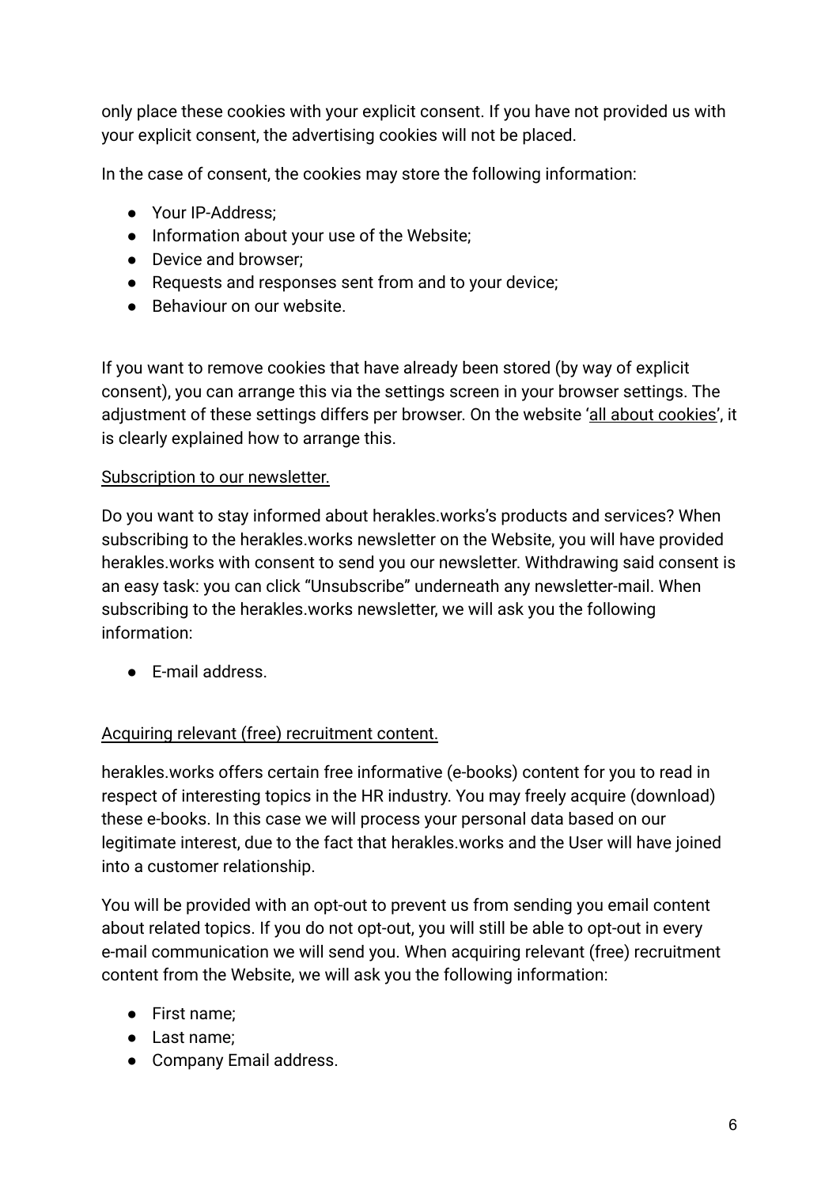only place these cookies with your explicit consent. If you have not provided us with your explicit consent, the advertising cookies will not be placed.

In the case of consent, the cookies may store the following information:

- Your IP-Address;
- Information about your use of the Website;
- Device and browser;
- Requests and responses sent from and to your device;
- Behaviour on our website.

If you want to remove cookies that have already been stored (by way of explicit consent), you can arrange this via the settings screen in your browser settings. The adjustment of these settings differs per browser. On the website 'all about cookies', it is clearly explained how to arrange this.

Subscription to our newsletter.

Do you want to stay informed about herakles.works's products and services? When subscribing to the herakles.works newsletter on the Website, you will have provided herakles.works with consent to send you our newsletter. Withdrawing said consent is an easy task: you can click "Unsubscribe" underneath any newsletter-mail. When subscribing to the herakles.works newsletter, we will ask you the following information:

- E-mail address.

Acquiring relevant (free) recruitment content.

herakles.works offers certain free informative (e-books) content for you to read in respect of interesting topics in the HR industry. You may freely acquire (download) these e-books. In this case we will process your personal data based on our legitimate interest, due to the fact that herakles.works and the User will have joined into a customer relationship.

You will be provided with an opt-out to prevent us from sending you email content about related topics. If you do not opt-out, you will still be able to opt-out in every e-mail communication we will send you. When acquiring relevant (free) recruitment content from the Website, we will ask you the following information:

- First name;
- Last name;
- Company Email address.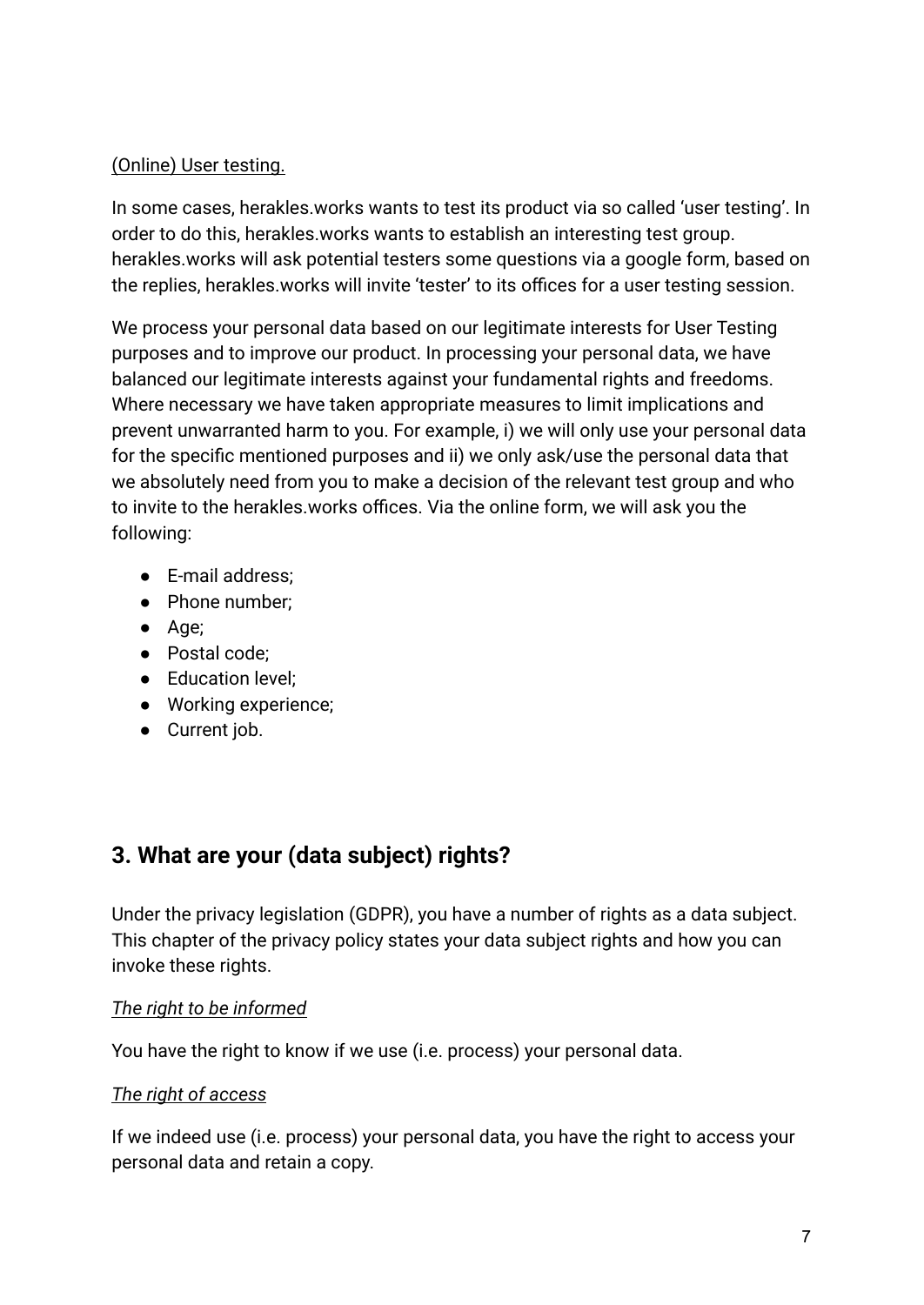<u>(Online) User testing.</u>

In some cases, herakles.works wants to test its product via so called 'user testing'. In order to do this, herakles.works wants to establish an interesting test group. herakles.works will ask potential testers some questions via a google form, based on the replies, herakles.works will invite 'tester' to its offices for a user testing session.

We process your personal data based on our legitimate interests for User Testing purposes and to improve our product. In processing your personal data, we have balanced our legitimate interests against your fundamental rights and freedoms. Where necessary we have taken appropriate measures to limit implications and prevent unwarranted harm to you. For example, i) we will only use your personal data for the specific mentioned purposes and ii) we only ask/use the personal data that we absolutely need from you to make a decision of the relevant test group and who to invite to the herakles.works offices. Via the online form, we will ask you the following:

- E-mail address;
- Phone number;
- Age;
- Postal code;
- Education level;
- Working experience;
- Current job.

## 3. What are your (data subject) rights?

Under the privacy legislation (GDPR), you have a number of rights as a data subject. This chapter of the privacy policy states your data subject rights and how you can invoke these rights.

*<u>The right to be informed</u>*

You have the right to know if we use (i.e. process) your personal data.

*<u>The right of access</u>*

If we indeed use (i.e. process) your personal data, you have the right to access your personal data and retain a copy.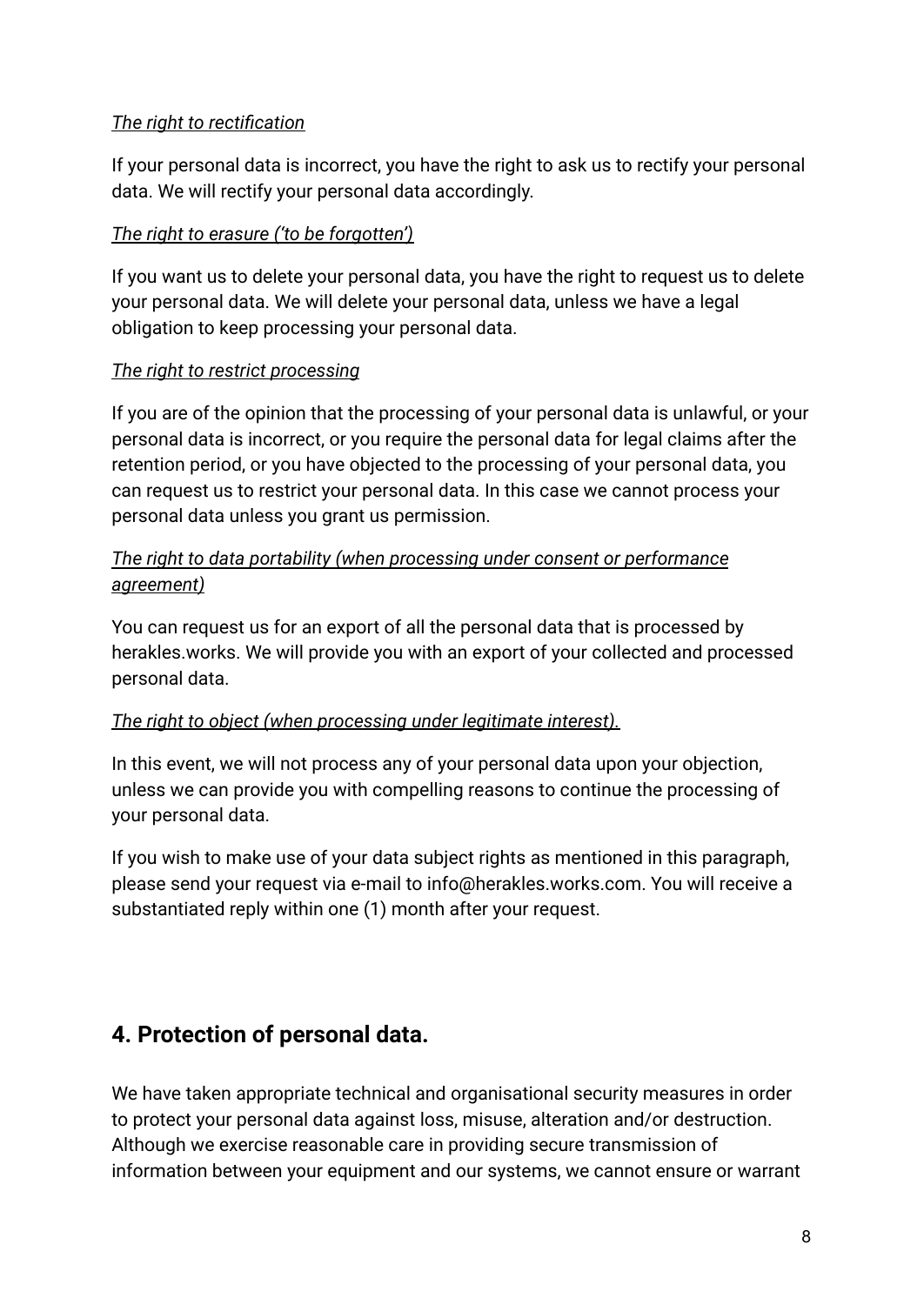*The right to rectification*

If your personal data is incorrect, you have the right to ask us to rectify your personal data. We will rectify your personal data accordingly.

*The right to erasure ('to be forgotten')*

If you want us to delete your personal data, you have the right to request us to delete your personal data. We will delete your personal data, unless we have a legal obligation to keep processing your personal data.

*The right to restrict processing*

If you are of the opinion that the processing of your personal data is unlawful, or your personal data is incorrect, or you require the personal data for legal claims after the retention period, or you have objected to the processing of your personal data, you can request us to restrict your personal data. In this case we cannot process your personal data unless you grant us permission.

*The right to data portability (when processing under consent or performance agreement)*

You can request us for an export of all the personal data that is processed by herakles.works. We will provide you with an export of your collected and processed personal data.

*The right to object (when processing under legitimate interest).*

In this event, we will not process any of your personal data upon your objection, unless we can provide you with compelling reasons to continue the processing of your personal data.

If you wish to make use of your data subject rights as mentioned in this paragraph, please send your request via e-mail to info@herakles.works.com. You will receive a substantiated reply within one (1) month after your request.

## 4. Protection of personal data.

We have taken appropriate technical and organisational security measures in order to protect your personal data against loss, misuse, alteration and/or destruction. Although we exercise reasonable care in providing secure transmission of information between your equipment and our systems, we cannot ensure or warrant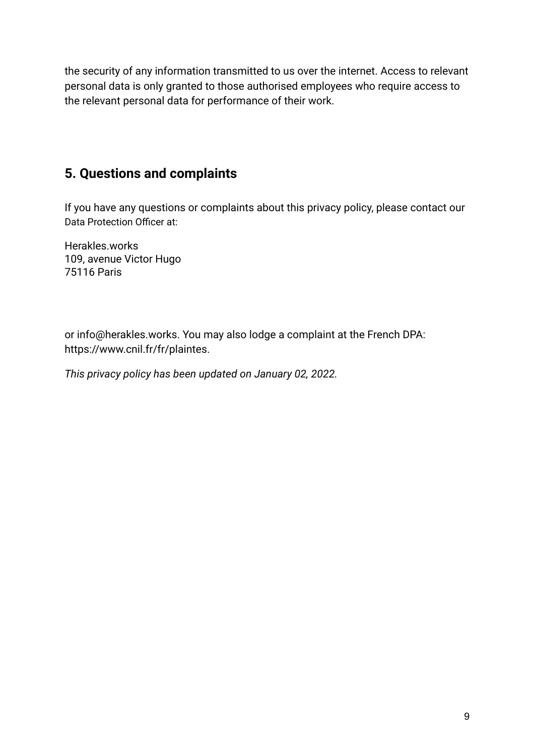the security of any information transmitted to us over the internet. Access to relevant personal data is only granted to those authorised employees who require access to the relevant personal data for performance of their work.

## 5. Questions and complaints

If you have any questions or complaints about this privacy policy, please contact our Data Protection Officer at:

Herakles.works
109, avenue Victor Hugo
75116 Paris

or info@herakles.works. You may also lodge a complaint at the French DPA: https://www.cnil.fr/fr/plaintes.

*This privacy policy has been updated on January 02, 2022.*